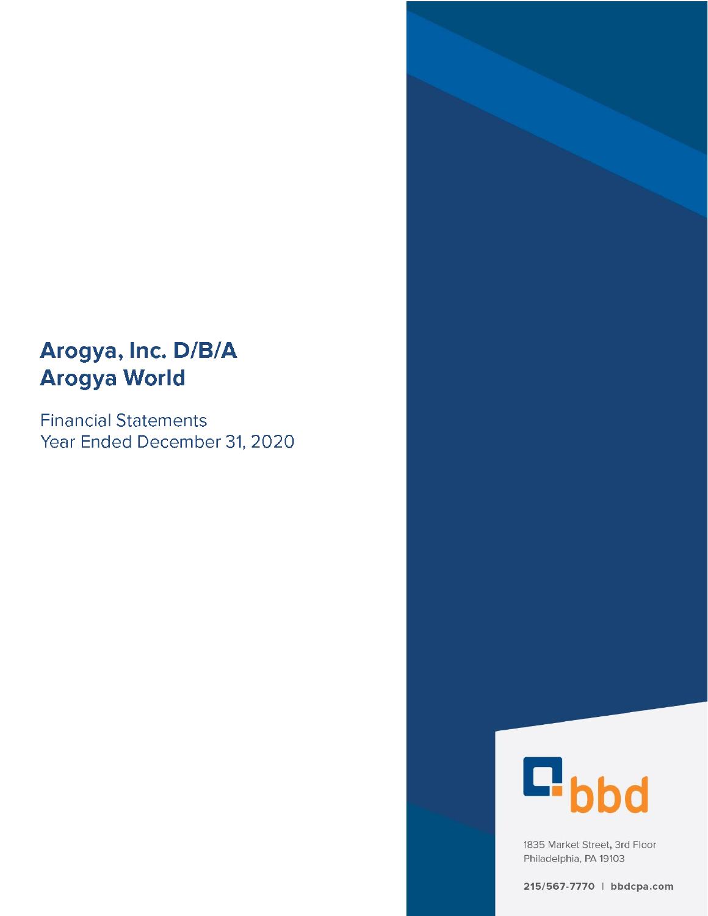# Arogya, Inc. D/B/A Arogya World

Financial Statements
Year Ended December 31, 2020

bbd

1835 Market Street, 3rd Floor
Philadelphia, PA 19103

215/567-7770 | bbdcpa.com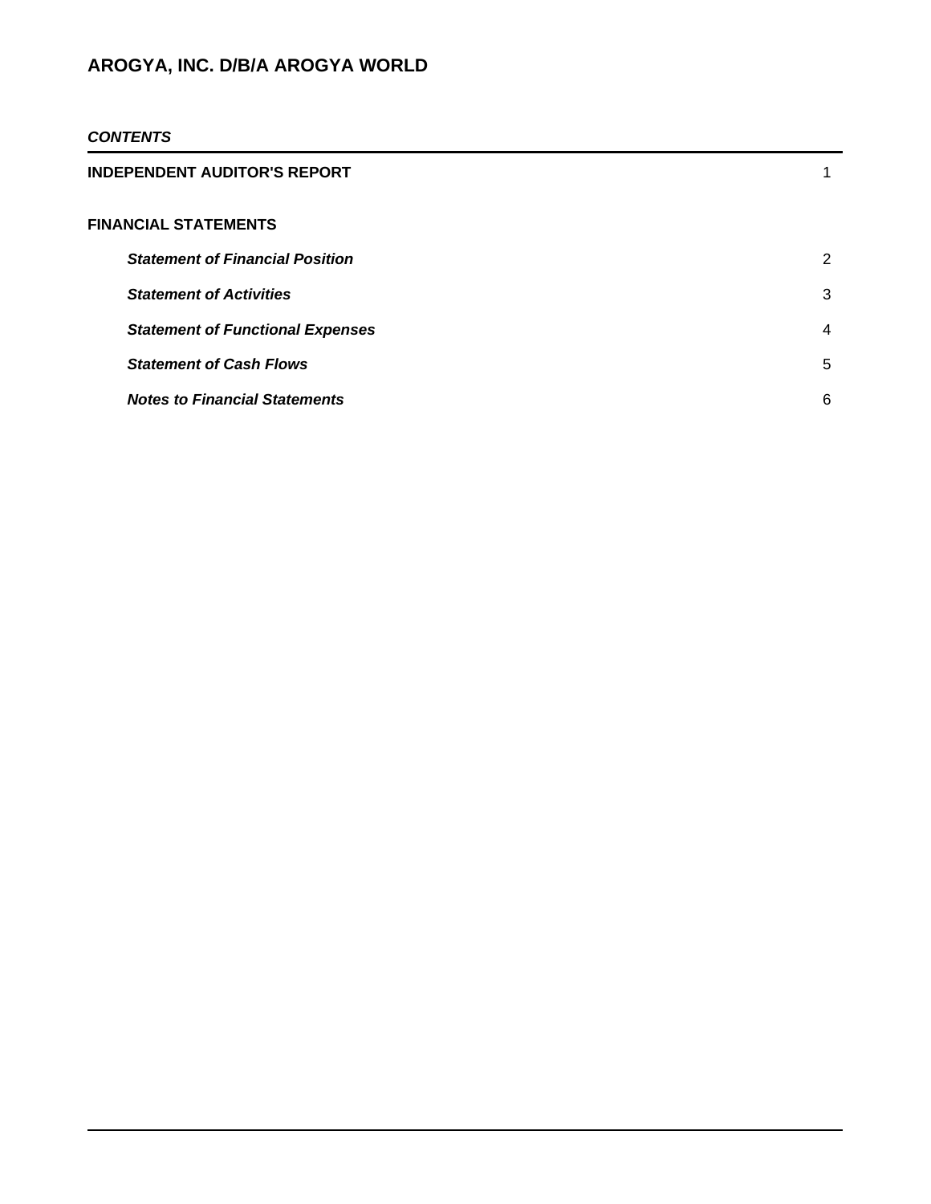# AROGYA, INC. D/B/A AROGYA WORLD

***CONTENTS***

| | |
|---|---|
| **INDEPENDENT AUDITOR'S REPORT** | 1 |
| **FINANCIAL STATEMENTS** | |
| ***Statement of Financial Position*** | 2 |
| ***Statement of Activities*** | 3 |
| ***Statement of Functional Expenses*** | 4 |
| ***Statement of Cash Flows*** | 5 |
| ***Notes to Financial Statements*** | 6 |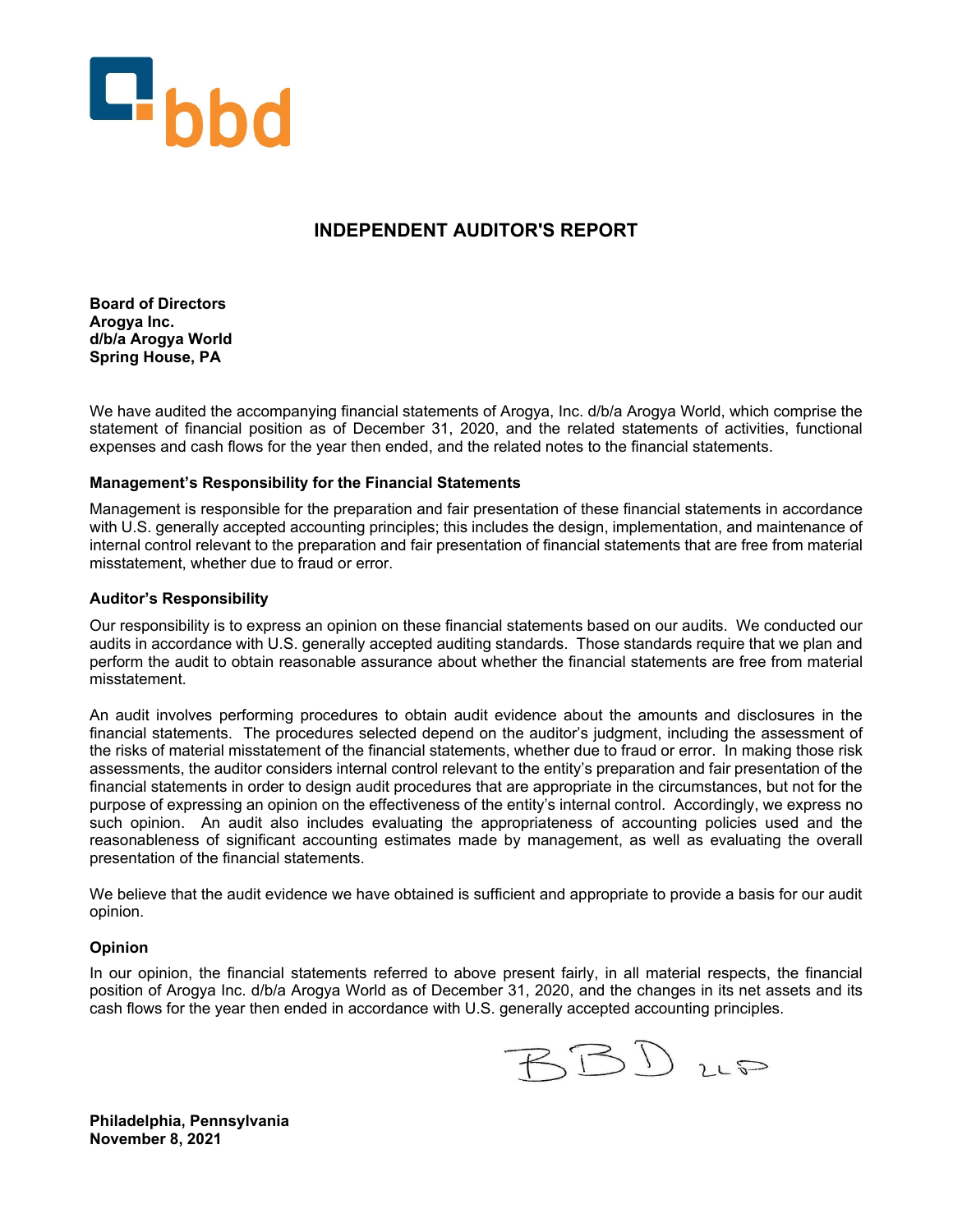bbd

# INDEPENDENT AUDITOR'S REPORT

**Board of Directors**
**Arogya Inc.**
**d/b/a Arogya World**
**Spring House, PA**

We have audited the accompanying financial statements of Arogya, Inc. d/b/a Arogya World, which comprise the statement of financial position as of December 31, 2020, and the related statements of activities, functional expenses and cash flows for the year then ended, and the related notes to the financial statements.

### Management's Responsibility for the Financial Statements

Management is responsible for the preparation and fair presentation of these financial statements in accordance with U.S. generally accepted accounting principles; this includes the design, implementation, and maintenance of internal control relevant to the preparation and fair presentation of financial statements that are free from material misstatement, whether due to fraud or error.

### Auditor's Responsibility

Our responsibility is to express an opinion on these financial statements based on our audits. We conducted our audits in accordance with U.S. generally accepted auditing standards. Those standards require that we plan and perform the audit to obtain reasonable assurance about whether the financial statements are free from material misstatement.

An audit involves performing procedures to obtain audit evidence about the amounts and disclosures in the financial statements. The procedures selected depend on the auditor's judgment, including the assessment of the risks of material misstatement of the financial statements, whether due to fraud or error. In making those risk assessments, the auditor considers internal control relevant to the entity's preparation and fair presentation of the financial statements in order to design audit procedures that are appropriate in the circumstances, but not for the purpose of expressing an opinion on the effectiveness of the entity's internal control. Accordingly, we express no such opinion. An audit also includes evaluating the appropriateness of accounting policies used and the reasonableness of significant accounting estimates made by management, as well as evaluating the overall presentation of the financial statements.

We believe that the audit evidence we have obtained is sufficient and appropriate to provide a basis for our audit opinion.

### Opinion

In our opinion, the financial statements referred to above present fairly, in all material respects, the financial position of Arogya Inc. d/b/a Arogya World as of December 31, 2020, and the changes in its net assets and its cash flows for the year then ended in accordance with U.S. generally accepted accounting principles.

BBD LLP

**Philadelphia, Pennsylvania**
**November 8, 2021**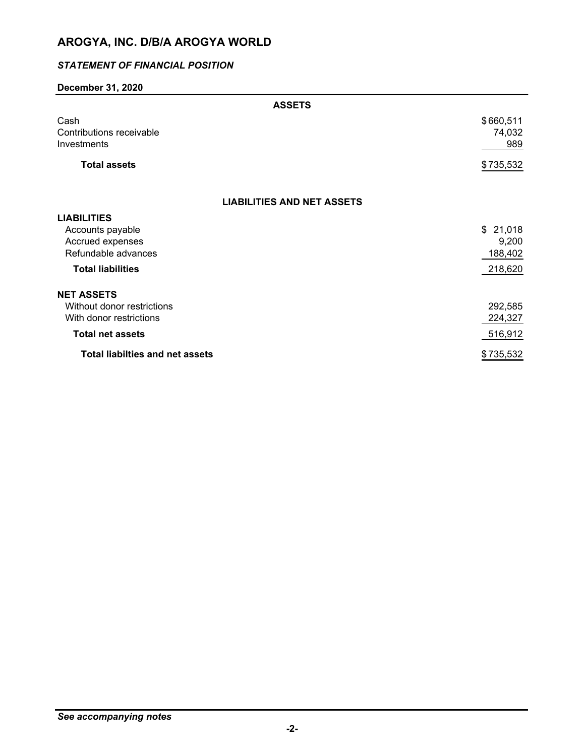# AROGYA, INC. D/B/A AROGYA WORLD

## *STATEMENT OF FINANCIAL POSITION*

**December 31, 2020**

| **ASSETS** | |
|---|---|
| Cash | $660,511 |
| Contributions receivable | 74,032 |
| Investments | 989 |
| **Total assets** | $735,532 |

| **LIABILITIES AND NET ASSETS** | |
|---|---|
| **LIABILITIES** | |
| Accounts payable | $ 21,018 |
| Accrued expenses | 9,200 |
| Refundable advances | 188,402 |
| **Total liabilities** | 218,620 |
| **NET ASSETS** | |
| Without donor restrictions | 292,585 |
| With donor restrictions | 224,327 |
| **Total net assets** | 516,912 |
| **Total liabilties and net assets** | $735,532 |

*See accompanying notes*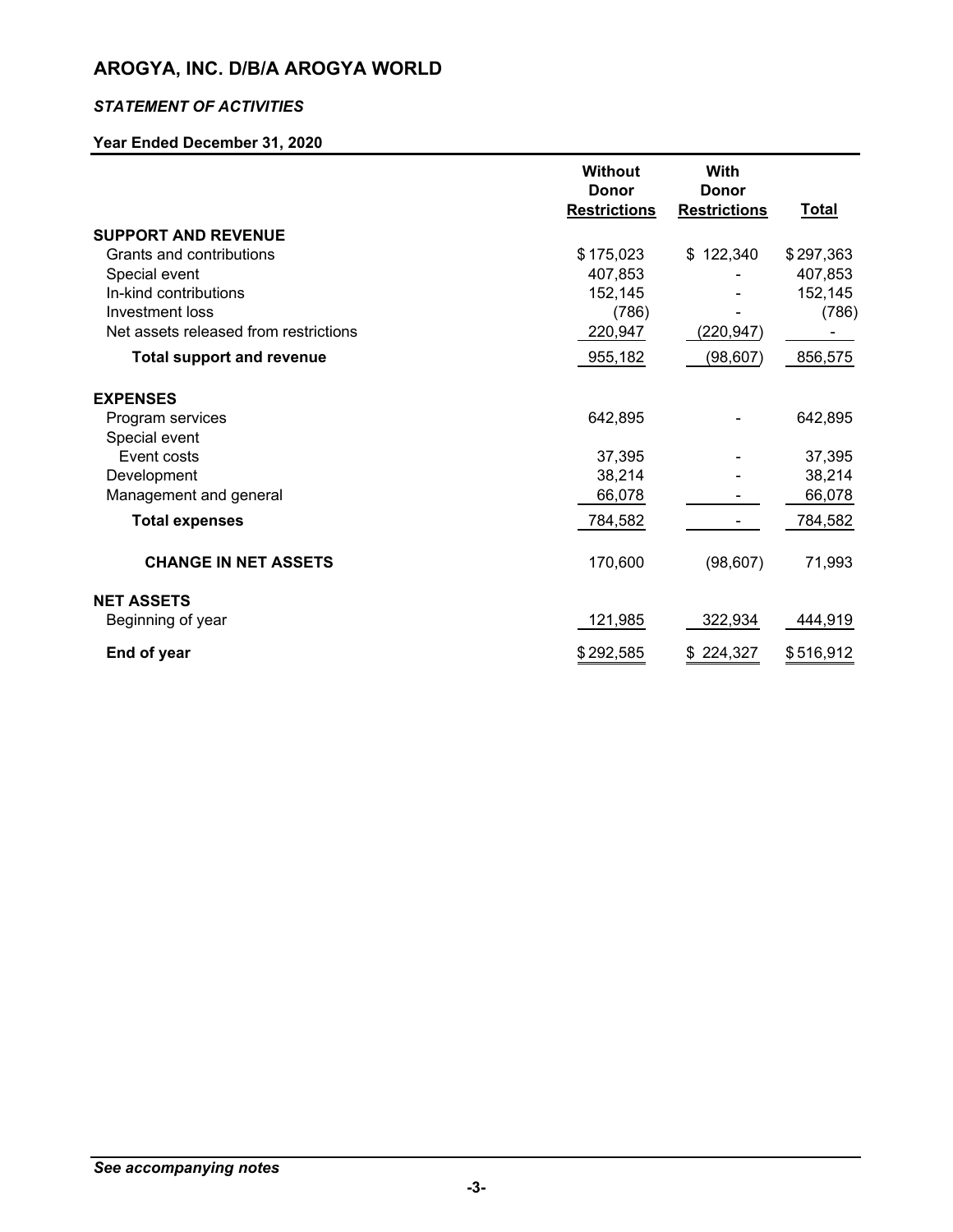# AROGYA, INC. D/B/A AROGYA WORLD

### *STATEMENT OF ACTIVITIES*

**Year Ended December 31, 2020**

| | Without Donor Restrictions | With Donor Restrictions | Total |
|---|---|---|---|
| **SUPPORT AND REVENUE** | | | |
| Grants and contributions | $ 175,023 | $ 122,340 | $ 297,363 |
| Special event | 407,853 | - | 407,853 |
| In-kind contributions | 152,145 | - | 152,145 |
| Investment loss | (786) | - | (786) |
| Net assets released from restrictions | 220,947 | (220,947) | - |
| **Total support and revenue** | 955,182 | (98,607) | 856,575 |
| **EXPENSES** | | | |
| Program services | 642,895 | - | 642,895 |
| Special event | | | |
| Event costs | 37,395 | - | 37,395 |
| Development | 38,214 | - | 38,214 |
| Management and general | 66,078 | - | 66,078 |
| **Total expenses** | 784,582 | - | 784,582 |
| **CHANGE IN NET ASSETS** | 170,600 | (98,607) | 71,993 |
| **NET ASSETS** | | | |
| Beginning of year | 121,985 | 322,934 | 444,919 |
| **End of year** | $ 292,585 | $ 224,327 | $ 516,912 |

***See accompanying notes***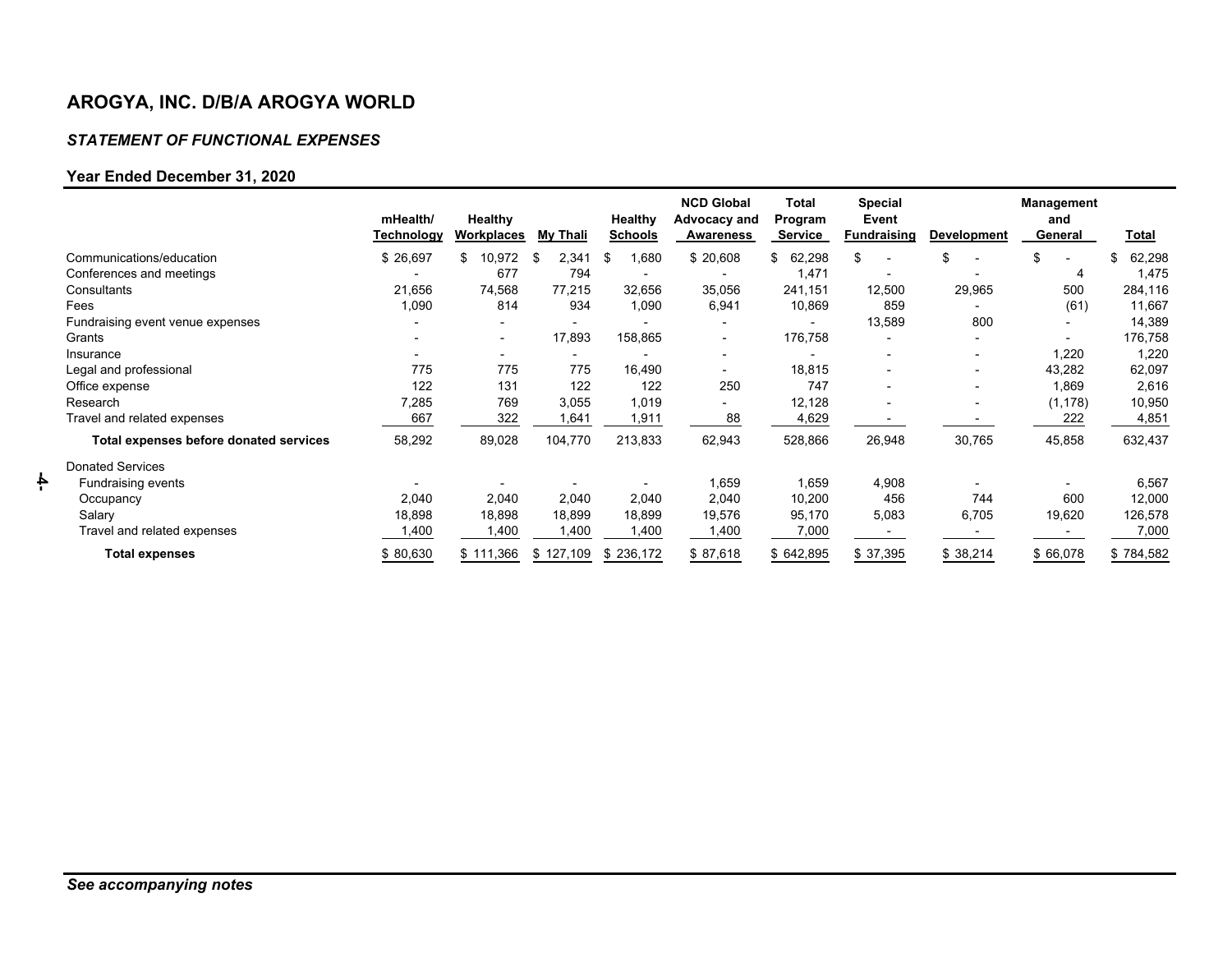# AROGYA, INC. D/B/A AROGYA WORLD

## *STATEMENT OF FUNCTIONAL EXPENSES*

### Year Ended December 31, 2020

| | mHealth/ Technology | Healthy Workplaces | My Thali | Healthy Schools | NCD Global Advocacy and Awareness | Total Program Service | Special Event Fundraising | Development | Management and General | Total |
|---|---|---|---|---|---|---|---|---|---|---|
| Communications/education | $ 26,697 | $ 10,972 | $ 2,341 | $ 1,680 | $ 20,608 | $ 62,298 | $ - | $ - | $ - | $ 62,298 |
| Conferences and meetings | - | 677 | 794 | - | - | 1,471 | - | - | 4 | 1,475 |
| Consultants | 21,656 | 74,568 | 77,215 | 32,656 | 35,056 | 241,151 | 12,500 | 29,965 | 500 | 284,116 |
| Fees | 1,090 | 814 | 934 | 1,090 | 6,941 | 10,869 | 859 | - | (61) | 11,667 |
| Fundraising event venue expenses | - | - | - | - | - | - | 13,589 | 800 | - | 14,389 |
| Grants | - | - | 17,893 | 158,865 | - | 176,758 | - | - | - | 176,758 |
| Insurance | - | - | - | - | - | - | - | - | 1,220 | 1,220 |
| Legal and professional | 775 | 775 | 775 | 16,490 | - | 18,815 | - | - | 43,282 | 62,097 |
| Office expense | 122 | 131 | 122 | 122 | 250 | 747 | - | - | 1,869 | 2,616 |
| Research | 7,285 | 769 | 3,055 | 1,019 | - | 12,128 | - | - | (1,178) | 10,950 |
| Travel and related expenses | 667 | 322 | 1,641 | 1,911 | 88 | 4,629 | - | - | 222 | 4,851 |
| **Total expenses before donated services** | 58,292 | 89,028 | 104,770 | 213,833 | 62,943 | 528,866 | 26,948 | 30,765 | 45,858 | 632,437 |
| Donated Services | | | | | | | | | | |
| Fundraising events | - | - | - | - | 1,659 | 1,659 | 4,908 | - | - | 6,567 |
| Occupancy | 2,040 | 2,040 | 2,040 | 2,040 | 2,040 | 10,200 | 456 | 744 | 600 | 12,000 |
| Salary | 18,898 | 18,898 | 18,899 | 18,899 | 19,576 | 95,170 | 5,083 | 6,705 | 19,620 | 126,578 |
| Travel and related expenses | 1,400 | 1,400 | 1,400 | 1,400 | 1,400 | 7,000 | - | - | - | 7,000 |
| **Total expenses** | $ 80,630 | $ 111,366 | $ 127,109 | $ 236,172 | $ 87,618 | $ 642,895 | $ 37,395 | $ 38,214 | $ 66,078 | $ 784,582 |

***See accompanying notes***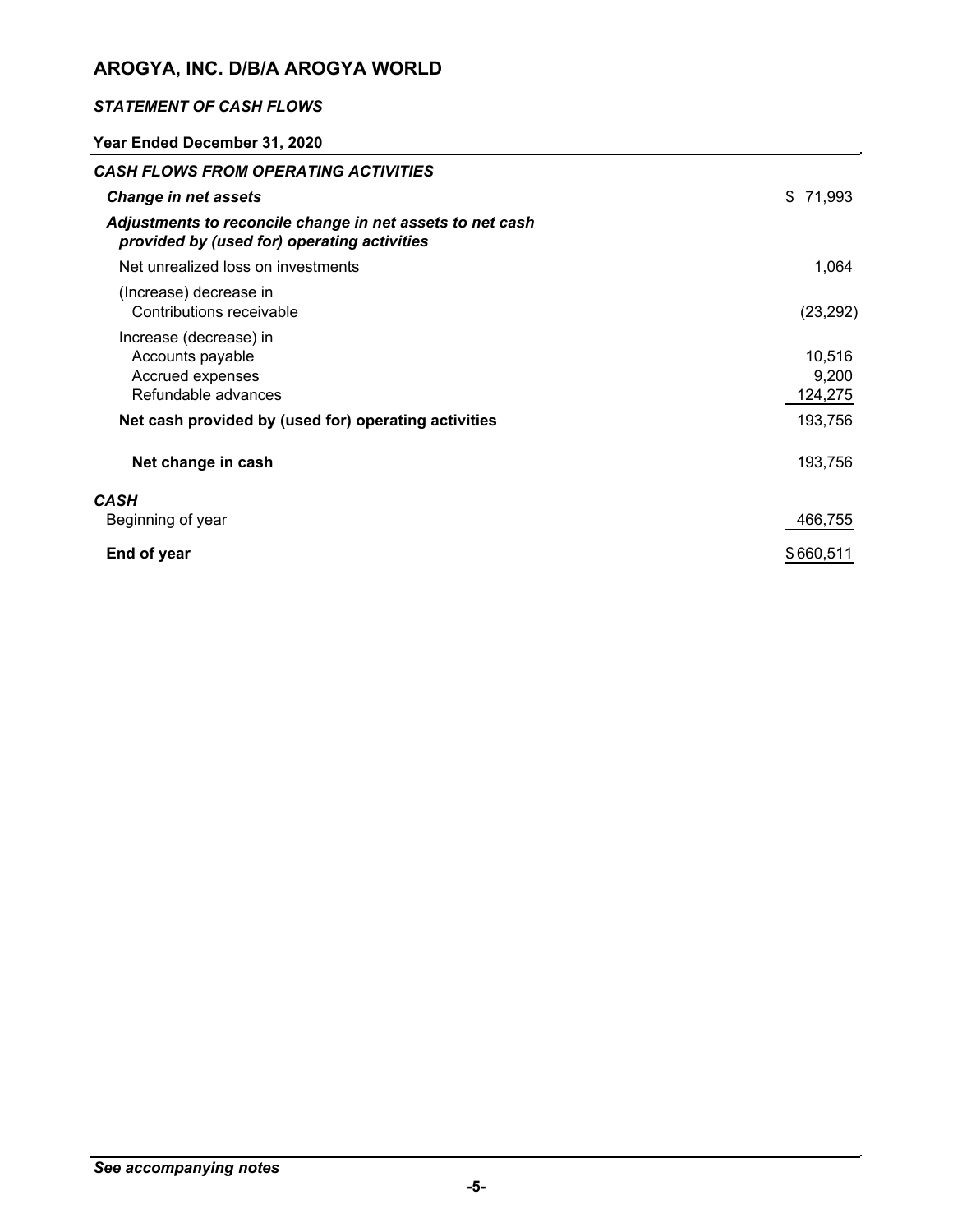# AROGYA, INC. D/B/A AROGYA WORLD

## *STATEMENT OF CASH FLOWS*

**Year Ended December 31, 2020**

| | |
|---|---|
| ***CASH FLOWS FROM OPERATING ACTIVITIES*** | |
| ***Change in net assets*** | $ 71,993 |
| ***Adjustments to reconcile change in net assets to net cash provided by (used for) operating activities*** | |
| Net unrealized loss on investments | 1,064 |
| (Increase) decrease in | |
| Contributions receivable | (23,292) |
| Increase (decrease) in | |
| Accounts payable | 10,516 |
| Accrued expenses | 9,200 |
| Refundable advances | 124,275 |
| **Net cash provided by (used for) operating activities** | 193,756 |
| **Net change in cash** | 193,756 |
| ***CASH*** | |
| Beginning of year | 466,755 |
| **End of year** | $ 660,511 |

***See accompanying notes***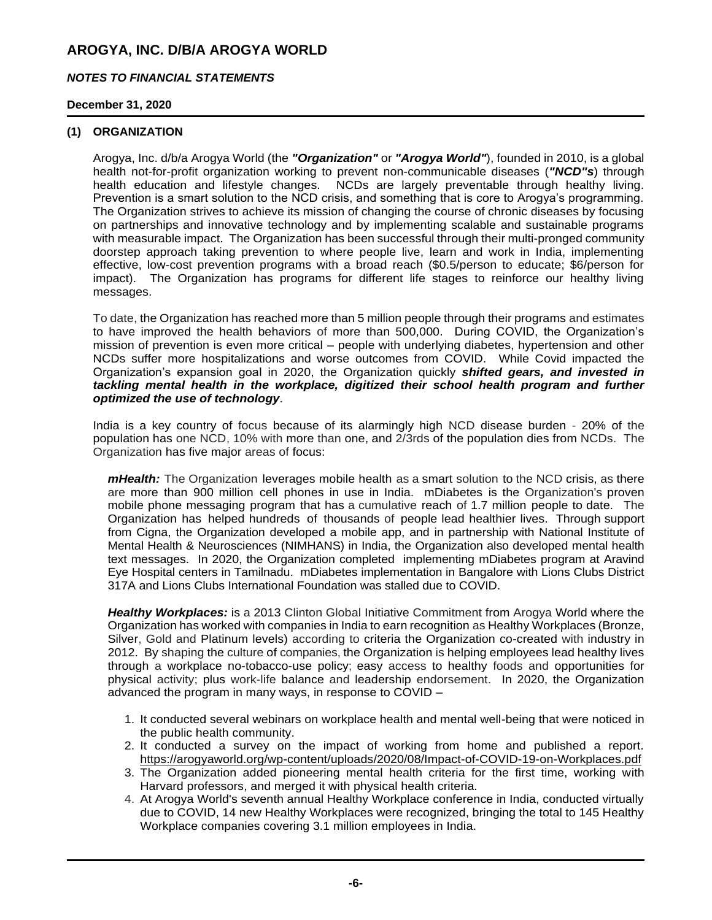# AROGYA, INC. D/B/A AROGYA WORLD

## *NOTES TO FINANCIAL STATEMENTS*

**December 31, 2020**

### (1) ORGANIZATION

Arogya, Inc. d/b/a Arogya World (the ***"Organization"*** or ***"Arogya World"***), founded in 2010, is a global health not-for-profit organization working to prevent non-communicable diseases (***"NCD"s***) through health education and lifestyle changes. NCDs are largely preventable through healthy living. Prevention is a smart solution to the NCD crisis, and something that is core to Arogya's programming. The Organization strives to achieve its mission of changing the course of chronic diseases by focusing on partnerships and innovative technology and by implementing scalable and sustainable programs with measurable impact. The Organization has been successful through their multi-pronged community doorstep approach taking prevention to where people live, learn and work in India, implementing effective, low-cost prevention programs with a broad reach ($0.5/person to educate; $6/person for impact). The Organization has programs for different life stages to reinforce our healthy living messages.

To date, the Organization has reached more than 5 million people through their programs and estimates to have improved the health behaviors of more than 500,000. During COVID, the Organization's mission of prevention is even more critical – people with underlying diabetes, hypertension and other NCDs suffer more hospitalizations and worse outcomes from COVID. While Covid impacted the Organization's expansion goal in 2020, the Organization quickly ***shifted gears, and invested in tackling mental health in the workplace, digitized their school health program and further optimized the use of technology***.

India is a key country of focus because of its alarmingly high NCD disease burden - 20% of the population has one NCD, 10% with more than one, and 2/3rds of the population dies from NCDs. The Organization has five major areas of focus:

***mHealth:*** The Organization leverages mobile health as a smart solution to the NCD crisis, as there are more than 900 million cell phones in use in India. mDiabetes is the Organization's proven mobile phone messaging program that has a cumulative reach of 1.7 million people to date. The Organization has helped hundreds of thousands of people lead healthier lives. Through support from Cigna, the Organization developed a mobile app, and in partnership with National Institute of Mental Health & Neurosciences (NIMHANS) in India, the Organization also developed mental health text messages. In 2020, the Organization completed implementing mDiabetes program at Aravind Eye Hospital centers in Tamilnadu. mDiabetes implementation in Bangalore with Lions Clubs District 317A and Lions Clubs International Foundation was stalled due to COVID.

***Healthy Workplaces:*** is a 2013 Clinton Global Initiative Commitment from Arogya World where the Organization has worked with companies in India to earn recognition as Healthy Workplaces (Bronze, Silver, Gold and Platinum levels) according to criteria the Organization co-created with industry in 2012. By shaping the culture of companies, the Organization is helping employees lead healthy lives through a workplace no-tobacco-use policy; easy access to healthy foods and opportunities for physical activity; plus work-life balance and leadership endorsement. In 2020, the Organization advanced the program in many ways, in response to COVID –

1. It conducted several webinars on workplace health and mental well-being that were noticed in the public health community.
2. It conducted a survey on the impact of working from home and published a report. https://arogyaworld.org/wp-content/uploads/2020/08/Impact-of-COVID-19-on-Workplaces.pdf
3. The Organization added pioneering mental health criteria for the first time, working with Harvard professors, and merged it with physical health criteria.
4. At Arogya World's seventh annual Healthy Workplace conference in India, conducted virtually due to COVID, 14 new Healthy Workplaces were recognized, bringing the total to 145 Healthy Workplace companies covering 3.1 million employees in India.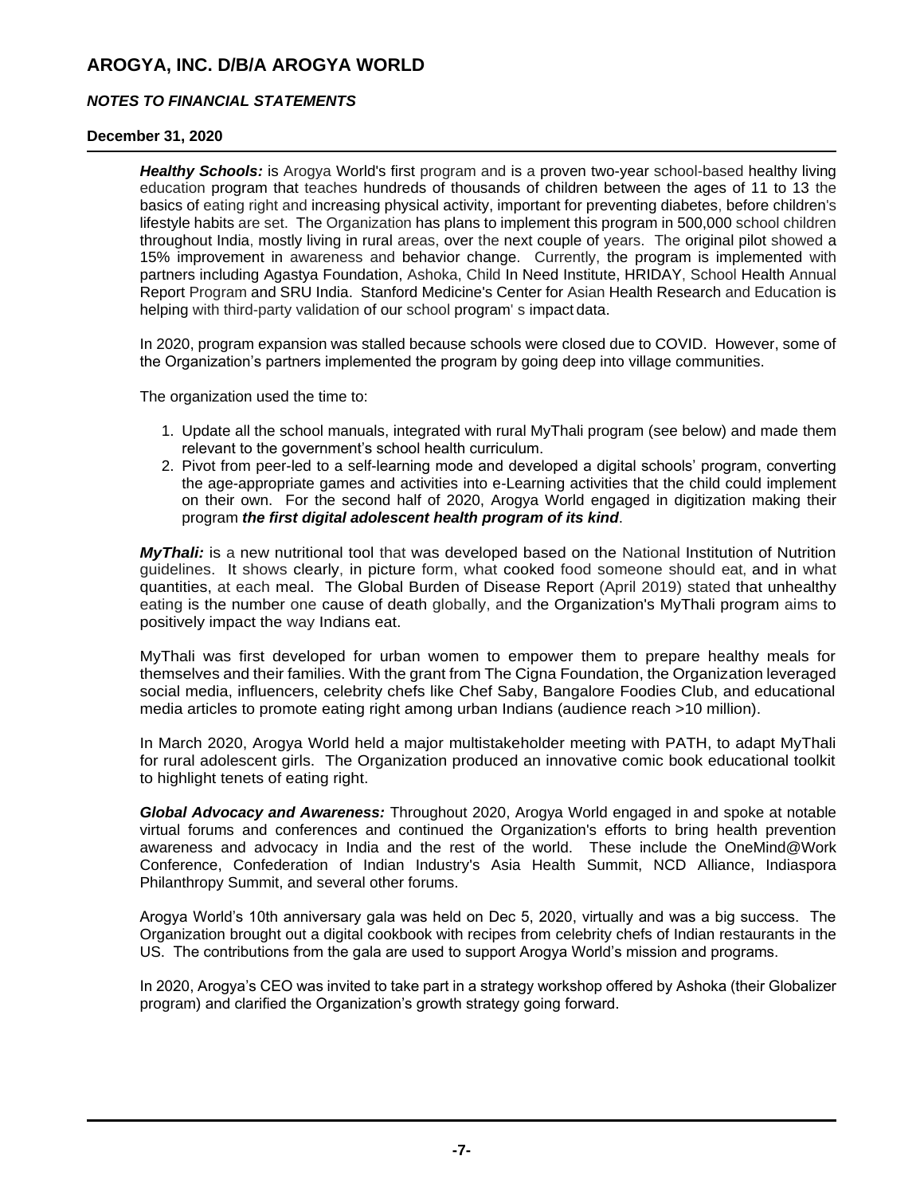**AROGYA, INC. D/B/A AROGYA WORLD**

***NOTES TO FINANCIAL STATEMENTS***

**December 31, 2020**

***Healthy Schools:*** is Arogya World's first program and is a proven two-year school-based healthy living education program that teaches hundreds of thousands of children between the ages of 11 to 13 the basics of eating right and increasing physical activity, important for preventing diabetes, before children's lifestyle habits are set. The Organization has plans to implement this program in 500,000 school children throughout India, mostly living in rural areas, over the next couple of years. The original pilot showed a 15% improvement in awareness and behavior change. Currently, the program is implemented with partners including Agastya Foundation, Ashoka, Child In Need Institute, HRIDAY, School Health Annual Report Program and SRU India. Stanford Medicine's Center for Asian Health Research and Education is helping with third-party validation of our school program' s impact data.

In 2020, program expansion was stalled because schools were closed due to COVID. However, some of the Organization's partners implemented the program by going deep into village communities.

The organization used the time to:

1. Update all the school manuals, integrated with rural MyThali program (see below) and made them relevant to the government's school health curriculum.
2. Pivot from peer-led to a self-learning mode and developed a digital schools' program, converting the age-appropriate games and activities into e-Learning activities that the child could implement on their own. For the second half of 2020, Arogya World engaged in digitization making their program ***the first digital adolescent health program of its kind***.

***MyThali:*** is a new nutritional tool that was developed based on the National Institution of Nutrition guidelines. It shows clearly, in picture form, what cooked food someone should eat, and in what quantities, at each meal. The Global Burden of Disease Report (April 2019) stated that unhealthy eating is the number one cause of death globally, and the Organization's MyThali program aims to positively impact the way Indians eat.

MyThali was first developed for urban women to empower them to prepare healthy meals for themselves and their families. With the grant from The Cigna Foundation, the Organization leveraged social media, influencers, celebrity chefs like Chef Saby, Bangalore Foodies Club, and educational media articles to promote eating right among urban Indians (audience reach >10 million).

In March 2020, Arogya World held a major multistakeholder meeting with PATH, to adapt MyThali for rural adolescent girls. The Organization produced an innovative comic book educational toolkit to highlight tenets of eating right.

***Global Advocacy and Awareness:*** Throughout 2020, Arogya World engaged in and spoke at notable virtual forums and conferences and continued the Organization's efforts to bring health prevention awareness and advocacy in India and the rest of the world. These include the OneMind@Work Conference, Confederation of Indian Industry's Asia Health Summit, NCD Alliance, Indiaspora Philanthropy Summit, and several other forums.

Arogya World's 10th anniversary gala was held on Dec 5, 2020, virtually and was a big success. The Organization brought out a digital cookbook with recipes from celebrity chefs of Indian restaurants in the US. The contributions from the gala are used to support Arogya World's mission and programs.

In 2020, Arogya's CEO was invited to take part in a strategy workshop offered by Ashoka (their Globalizer program) and clarified the Organization's growth strategy going forward.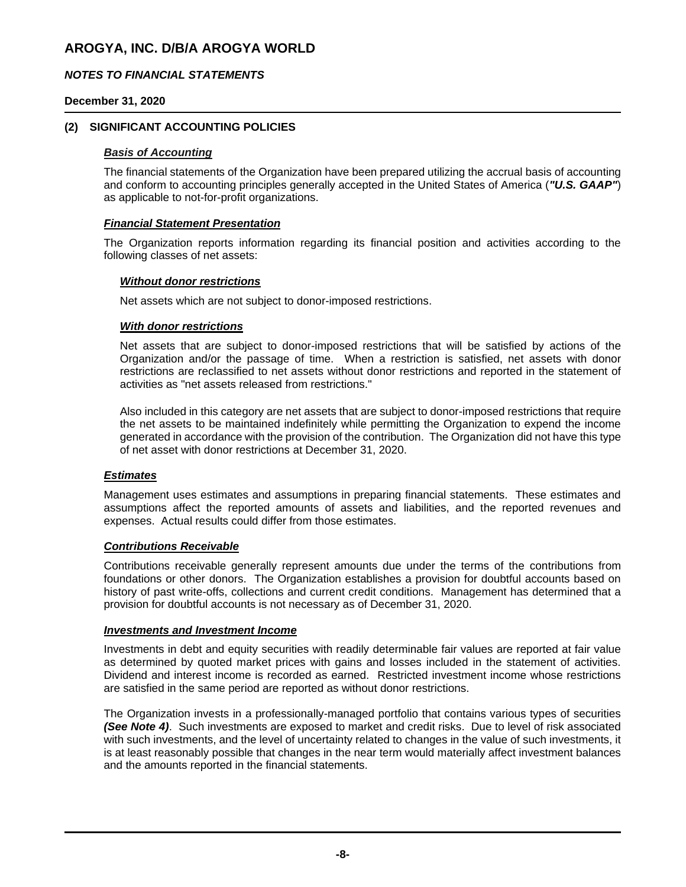# AROGYA, INC. D/B/A AROGYA WORLD

***NOTES TO FINANCIAL STATEMENTS***

**December 31, 2020**

## (2) SIGNIFICANT ACCOUNTING POLICIES

***Basis of Accounting***

The financial statements of the Organization have been prepared utilizing the accrual basis of accounting and conform to accounting principles generally accepted in the United States of America (***"U.S. GAAP"***) as applicable to not-for-profit organizations.

***Financial Statement Presentation***

The Organization reports information regarding its financial position and activities according to the following classes of net assets:

***Without donor restrictions***

Net assets which are not subject to donor-imposed restrictions.

***With donor restrictions***

Net assets that are subject to donor-imposed restrictions that will be satisfied by actions of the Organization and/or the passage of time. When a restriction is satisfied, net assets with donor restrictions are reclassified to net assets without donor restrictions and reported in the statement of activities as "net assets released from restrictions."

Also included in this category are net assets that are subject to donor-imposed restrictions that require the net assets to be maintained indefinitely while permitting the Organization to expend the income generated in accordance with the provision of the contribution. The Organization did not have this type of net asset with donor restrictions at December 31, 2020.

***Estimates***

Management uses estimates and assumptions in preparing financial statements. These estimates and assumptions affect the reported amounts of assets and liabilities, and the reported revenues and expenses. Actual results could differ from those estimates.

***Contributions Receivable***

Contributions receivable generally represent amounts due under the terms of the contributions from foundations or other donors. The Organization establishes a provision for doubtful accounts based on history of past write-offs, collections and current credit conditions. Management has determined that a provision for doubtful accounts is not necessary as of December 31, 2020.

***Investments and Investment Income***

Investments in debt and equity securities with readily determinable fair values are reported at fair value as determined by quoted market prices with gains and losses included in the statement of activities. Dividend and interest income is recorded as earned. Restricted investment income whose restrictions are satisfied in the same period are reported as without donor restrictions.

The Organization invests in a professionally-managed portfolio that contains various types of securities ***(See Note 4)***. Such investments are exposed to market and credit risks. Due to level of risk associated with such investments, and the level of uncertainty related to changes in the value of such investments, it is at least reasonably possible that changes in the near term would materially affect investment balances and the amounts reported in the financial statements.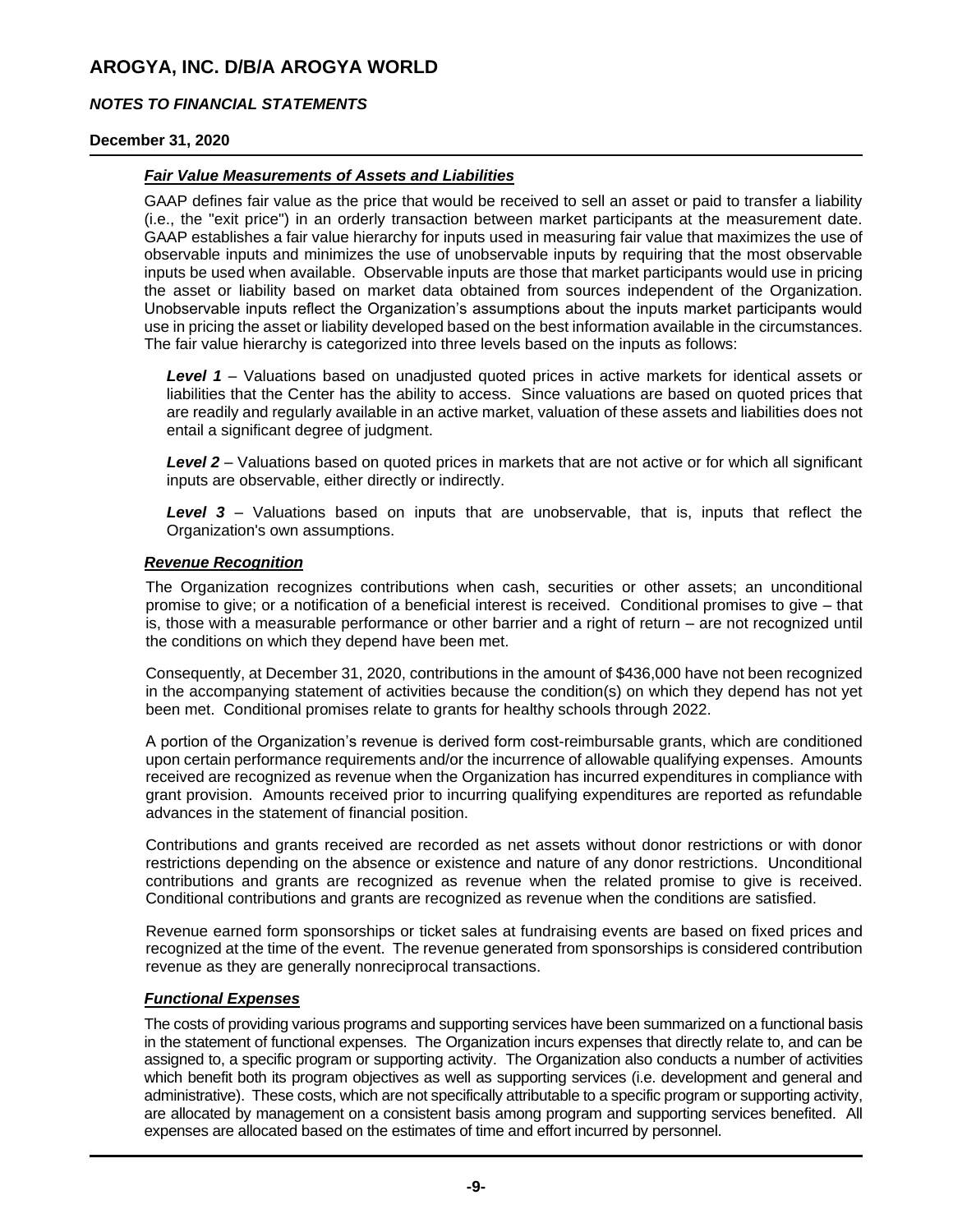# AROGYA, INC. D/B/A AROGYA WORLD

***NOTES TO FINANCIAL STATEMENTS***

**December 31, 2020**

***Fair Value Measurements of Assets and Liabilities***

GAAP defines fair value as the price that would be received to sell an asset or paid to transfer a liability (i.e., the "exit price") in an orderly transaction between market participants at the measurement date. GAAP establishes a fair value hierarchy for inputs used in measuring fair value that maximizes the use of observable inputs and minimizes the use of unobservable inputs by requiring that the most observable inputs be used when available. Observable inputs are those that market participants would use in pricing the asset or liability based on market data obtained from sources independent of the Organization. Unobservable inputs reflect the Organization's assumptions about the inputs market participants would use in pricing the asset or liability developed based on the best information available in the circumstances. The fair value hierarchy is categorized into three levels based on the inputs as follows:

***Level 1*** – Valuations based on unadjusted quoted prices in active markets for identical assets or liabilities that the Center has the ability to access. Since valuations are based on quoted prices that are readily and regularly available in an active market, valuation of these assets and liabilities does not entail a significant degree of judgment.

***Level 2*** – Valuations based on quoted prices in markets that are not active or for which all significant inputs are observable, either directly or indirectly.

***Level 3*** – Valuations based on inputs that are unobservable, that is, inputs that reflect the Organization's own assumptions.

***Revenue Recognition***

The Organization recognizes contributions when cash, securities or other assets; an unconditional promise to give; or a notification of a beneficial interest is received. Conditional promises to give – that is, those with a measurable performance or other barrier and a right of return – are not recognized until the conditions on which they depend have been met.

Consequently, at December 31, 2020, contributions in the amount of $436,000 have not been recognized in the accompanying statement of activities because the condition(s) on which they depend has not yet been met. Conditional promises relate to grants for healthy schools through 2022.

A portion of the Organization's revenue is derived form cost-reimbursable grants, which are conditioned upon certain performance requirements and/or the incurrence of allowable qualifying expenses. Amounts received are recognized as revenue when the Organization has incurred expenditures in compliance with grant provision. Amounts received prior to incurring qualifying expenditures are reported as refundable advances in the statement of financial position.

Contributions and grants received are recorded as net assets without donor restrictions or with donor restrictions depending on the absence or existence and nature of any donor restrictions. Unconditional contributions and grants are recognized as revenue when the related promise to give is received. Conditional contributions and grants are recognized as revenue when the conditions are satisfied.

Revenue earned form sponsorships or ticket sales at fundraising events are based on fixed prices and recognized at the time of the event. The revenue generated from sponsorships is considered contribution revenue as they are generally nonreciprocal transactions.

***Functional Expenses***

The costs of providing various programs and supporting services have been summarized on a functional basis in the statement of functional expenses. The Organization incurs expenses that directly relate to, and can be assigned to, a specific program or supporting activity. The Organization also conducts a number of activities which benefit both its program objectives as well as supporting services (i.e. development and general and administrative). These costs, which are not specifically attributable to a specific program or supporting activity, are allocated by management on a consistent basis among program and supporting services benefited. All expenses are allocated based on the estimates of time and effort incurred by personnel.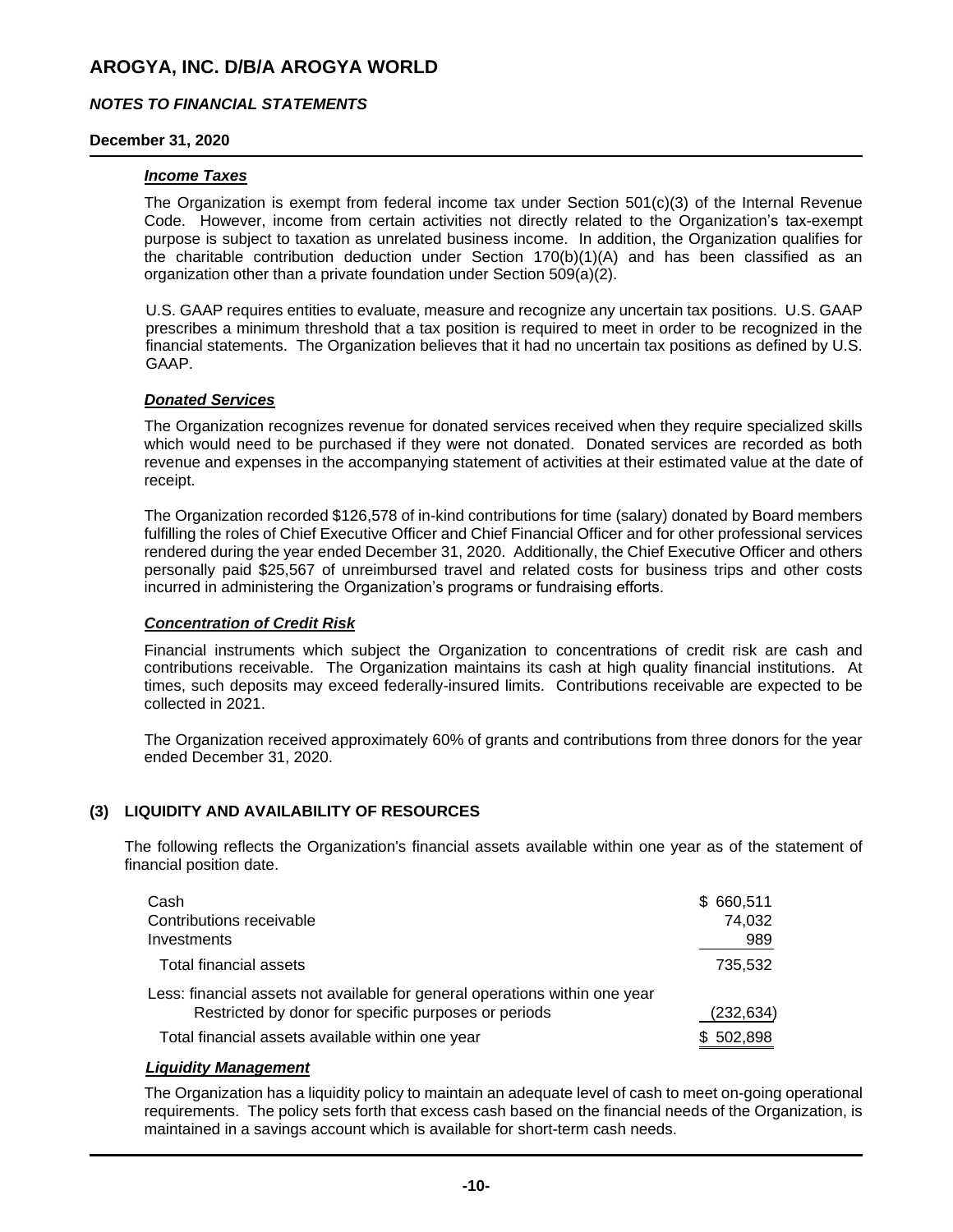# AROGYA, INC. D/B/A AROGYA WORLD

***NOTES TO FINANCIAL STATEMENTS***

**December 31, 2020**

***Income Taxes***

The Organization is exempt from federal income tax under Section 501(c)(3) of the Internal Revenue Code. However, income from certain activities not directly related to the Organization's tax-exempt purpose is subject to taxation as unrelated business income. In addition, the Organization qualifies for the charitable contribution deduction under Section 170(b)(1)(A) and has been classified as an organization other than a private foundation under Section 509(a)(2).

U.S. GAAP requires entities to evaluate, measure and recognize any uncertain tax positions. U.S. GAAP prescribes a minimum threshold that a tax position is required to meet in order to be recognized in the financial statements. The Organization believes that it had no uncertain tax positions as defined by U.S. GAAP.

***Donated Services***

The Organization recognizes revenue for donated services received when they require specialized skills which would need to be purchased if they were not donated. Donated services are recorded as both revenue and expenses in the accompanying statement of activities at their estimated value at the date of receipt.

The Organization recorded $126,578 of in-kind contributions for time (salary) donated by Board members fulfilling the roles of Chief Executive Officer and Chief Financial Officer and for other professional services rendered during the year ended December 31, 2020. Additionally, the Chief Executive Officer and others personally paid $25,567 of unreimbursed travel and related costs for business trips and other costs incurred in administering the Organization's programs or fundraising efforts.

***Concentration of Credit Risk***

Financial instruments which subject the Organization to concentrations of credit risk are cash and contributions receivable. The Organization maintains its cash at high quality financial institutions. At times, such deposits may exceed federally-insured limits. Contributions receivable are expected to be collected in 2021.

The Organization received approximately 60% of grants and contributions from three donors for the year ended December 31, 2020.

## (3) LIQUIDITY AND AVAILABILITY OF RESOURCES

The following reflects the Organization's financial assets available within one year as of the statement of financial position date.

| | |
|---|---|
| Cash | $ 660,511 |
| Contributions receivable | 74,032 |
| Investments | 989 |
| Total financial assets | 735,532 |
| Less: financial assets not available for general operations within one year | |
| Restricted by donor for specific purposes or periods | (232,634) |
| Total financial assets available within one year | $ 502,898 |

***Liquidity Management***

The Organization has a liquidity policy to maintain an adequate level of cash to meet on-going operational requirements. The policy sets forth that excess cash based on the financial needs of the Organization, is maintained in a savings account which is available for short-term cash needs.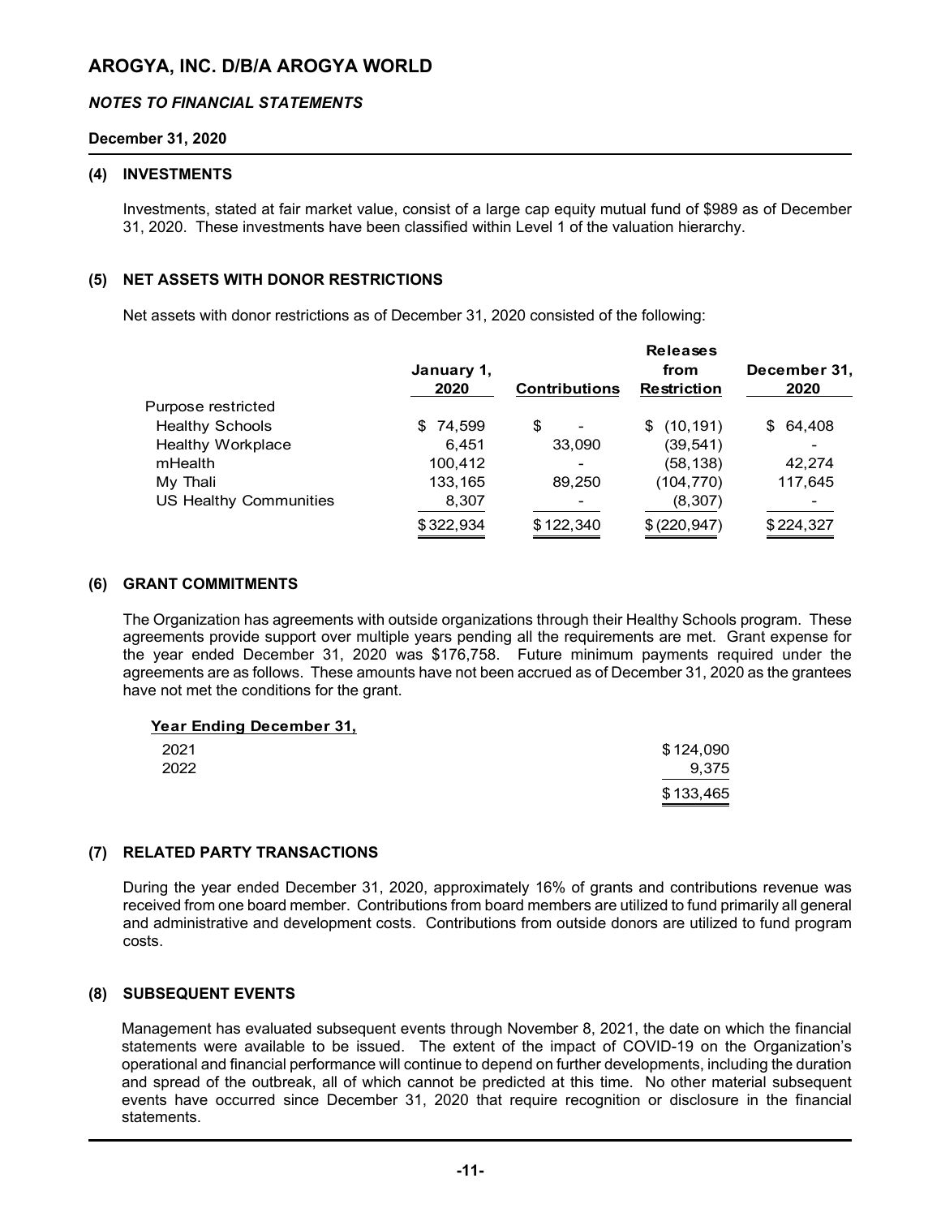# AROGYA, INC. D/B/A AROGYA WORLD

## *NOTES TO FINANCIAL STATEMENTS*

**December 31, 2020**

### (4) INVESTMENTS

Investments, stated at fair market value, consist of a large cap equity mutual fund of $989 as of December 31, 2020. These investments have been classified within Level 1 of the valuation hierarchy.

### (5) NET ASSETS WITH DONOR RESTRICTIONS

Net assets with donor restrictions as of December 31, 2020 consisted of the following:

| | January 1, 2020 | Contributions | Releases from Restriction | December 31, 2020 |
|---|---|---|---|---|
| Purpose restricted | | | | |
| Healthy Schools | $ 74,599 | $ - | $ (10,191) | $ 64,408 |
| Healthy Workplace | 6,451 | 33,090 | (39,541) | - |
| mHealth | 100,412 | - | (58,138) | 42,274 |
| My Thali | 133,165 | 89,250 | (104,770) | 117,645 |
| US Healthy Communities | 8,307 | - | (8,307) | - |
| | $322,934 | $122,340 | $(220,947) | $224,327 |

### (6) GRANT COMMITMENTS

The Organization has agreements with outside organizations through their Healthy Schools program. These agreements provide support over multiple years pending all the requirements are met. Grant expense for the year ended December 31, 2020 was $176,758. Future minimum payments required under the agreements are as follows. These amounts have not been accrued as of December 31, 2020 as the grantees have not met the conditions for the grant.

| Year Ending December 31, | |
|---|---|
| 2021 | $124,090 |
| 2022 | 9,375 |
| | $133,465 |

### (7) RELATED PARTY TRANSACTIONS

During the year ended December 31, 2020, approximately 16% of grants and contributions revenue was received from one board member. Contributions from board members are utilized to fund primarily all general and administrative and development costs. Contributions from outside donors are utilized to fund program costs.

### (8) SUBSEQUENT EVENTS

Management has evaluated subsequent events through November 8, 2021, the date on which the financial statements were available to be issued. The extent of the impact of COVID-19 on the Organization's operational and financial performance will continue to depend on further developments, including the duration and spread of the outbreak, all of which cannot be predicted at this time. No other material subsequent events have occurred since December 31, 2020 that require recognition or disclosure in the financial statements.